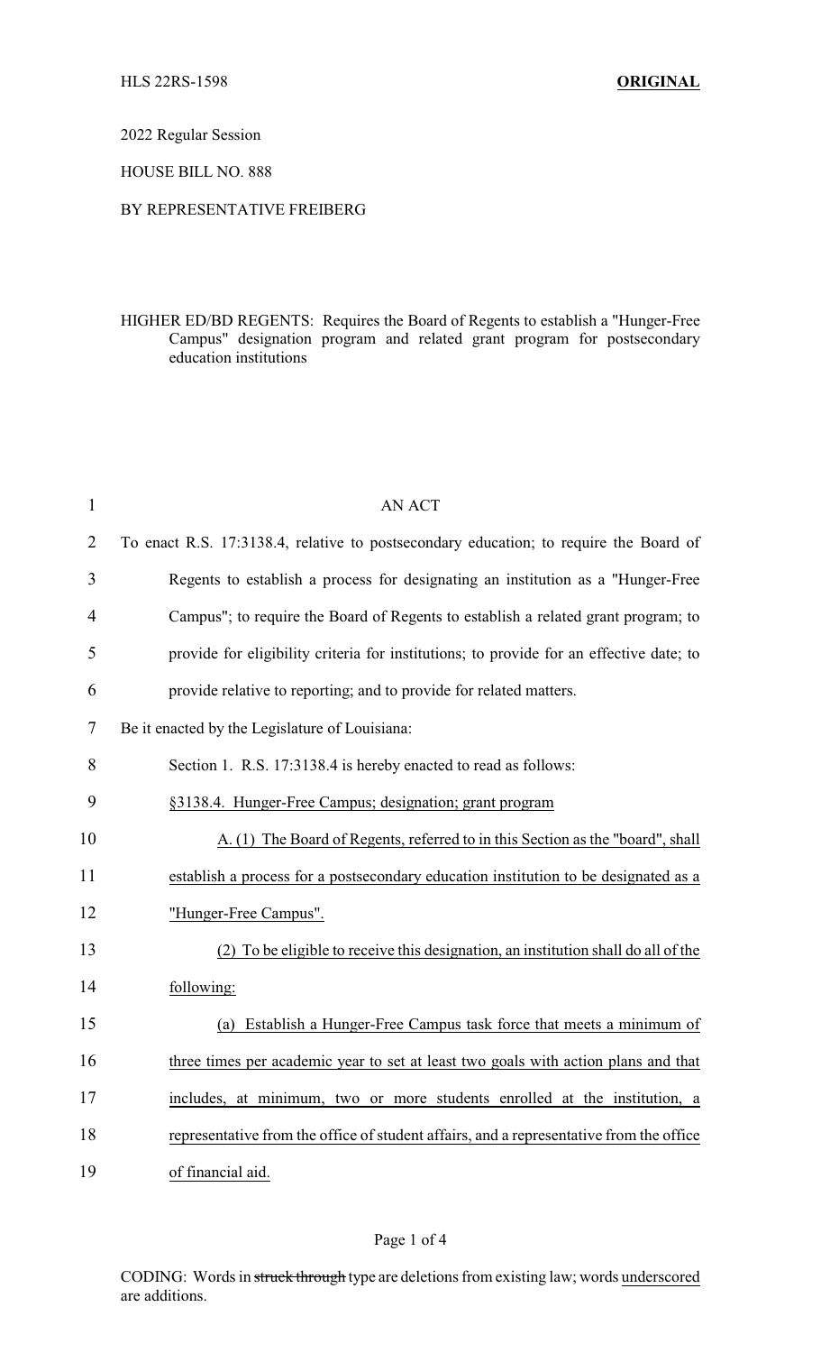HLS 22RS-1598 **ORIGINAL**

2022 Regular Session

HOUSE BILL NO. 888

BY REPRESENTATIVE FREIBERG

HIGHER ED/BD REGENTS: Requires the Board of Regents to establish a "Hunger-Free Campus" designation program and related grant program for postsecondary education institutions

AN ACT

To enact R.S. 17:3138.4, relative to postsecondary education; to require the Board of Regents to establish a process for designating an institution as a "Hunger-Free Campus"; to require the Board of Regents to establish a related grant program; to provide for eligibility criteria for institutions; to provide for an effective date; to provide relative to reporting; and to provide for related matters.

Be it enacted by the Legislature of Louisiana:

Section 1. R.S. 17:3138.4 is hereby enacted to read as follows:

§3138.4. Hunger-Free Campus; designation; grant program

A. (1) The Board of Regents, referred to in this Section as the "board", shall establish a process for a postsecondary education institution to be designated as a "Hunger-Free Campus".

(2) To be eligible to receive this designation, an institution shall do all of the following:

(a) Establish a Hunger-Free Campus task force that meets a minimum of three times per academic year to set at least two goals with action plans and that includes, at minimum, two or more students enrolled at the institution, a representative from the office of student affairs, and a representative from the office of financial aid.

CODING: Words in ~~struck through~~ type are deletions from existing law; words underscored are additions.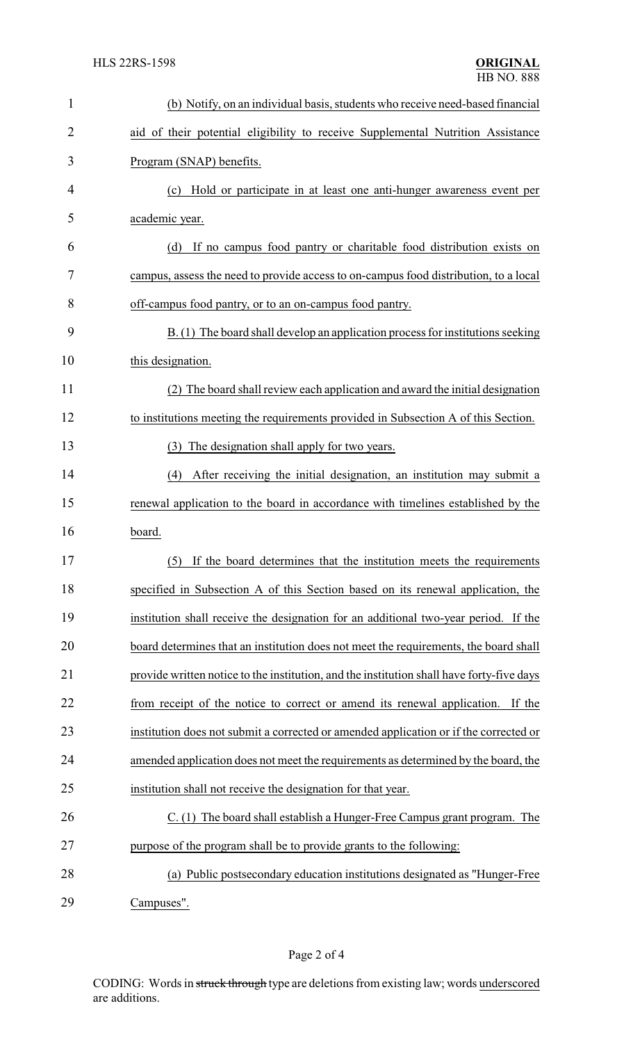(b) Notify, on an individual basis, students who receive need-based financial aid of their potential eligibility to receive Supplemental Nutrition Assistance Program (SNAP) benefits.

(c) Hold or participate in at least one anti-hunger awareness event per academic year.

(d) If no campus food pantry or charitable food distribution exists on campus, assess the need to provide access to on-campus food distribution, to a local off-campus food pantry, or to an on-campus food pantry.

B. (1) The board shall develop an application process for institutions seeking this designation.

(2) The board shall review each application and award the initial designation to institutions meeting the requirements provided in Subsection A of this Section.

(3) The designation shall apply for two years.

(4) After receiving the initial designation, an institution may submit a renewal application to the board in accordance with timelines established by the board.

(5) If the board determines that the institution meets the requirements specified in Subsection A of this Section based on its renewal application, the institution shall receive the designation for an additional two-year period. If the board determines that an institution does not meet the requirements, the board shall provide written notice to the institution, and the institution shall have forty-five days from receipt of the notice to correct or amend its renewal application. If the institution does not submit a corrected or amended application or if the corrected or amended application does not meet the requirements as determined by the board, the institution shall not receive the designation for that year.

C. (1) The board shall establish a Hunger-Free Campus grant program. The purpose of the program shall be to provide grants to the following:

(a) Public postsecondary education institutions designated as "Hunger-Free Campuses".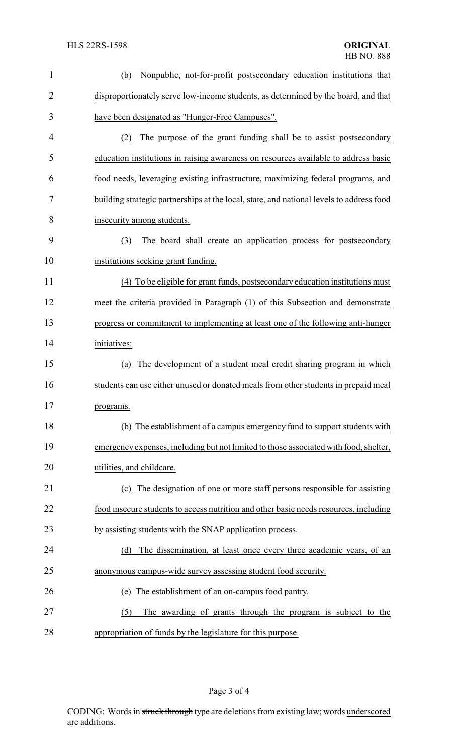(b) Nonpublic, not-for-profit postsecondary education institutions that disproportionately serve low-income students, as determined by the board, and that have been designated as "Hunger-Free Campuses".

(2) The purpose of the grant funding shall be to assist postsecondary education institutions in raising awareness on resources available to address basic food needs, leveraging existing infrastructure, maximizing federal programs, and building strategic partnerships at the local, state, and national levels to address food insecurity among students.

(3) The board shall create an application process for postsecondary institutions seeking grant funding.

(4) To be eligible for grant funds, postsecondary education institutions must meet the criteria provided in Paragraph (1) of this Subsection and demonstrate progress or commitment to implementing at least one of the following anti-hunger initiatives:

(a) The development of a student meal credit sharing program in which students can use either unused or donated meals from other students in prepaid meal programs.

(b) The establishment of a campus emergency fund to support students with emergency expenses, including but not limited to those associated with food, shelter, utilities, and childcare.

(c) The designation of one or more staff persons responsible for assisting food insecure students to access nutrition and other basic needs resources, including by assisting students with the SNAP application process.

(d) The dissemination, at least once every three academic years, of an anonymous campus-wide survey assessing student food security.

(e) The establishment of an on-campus food pantry.

(5) The awarding of grants through the program is subject to the appropriation of funds by the legislature for this purpose.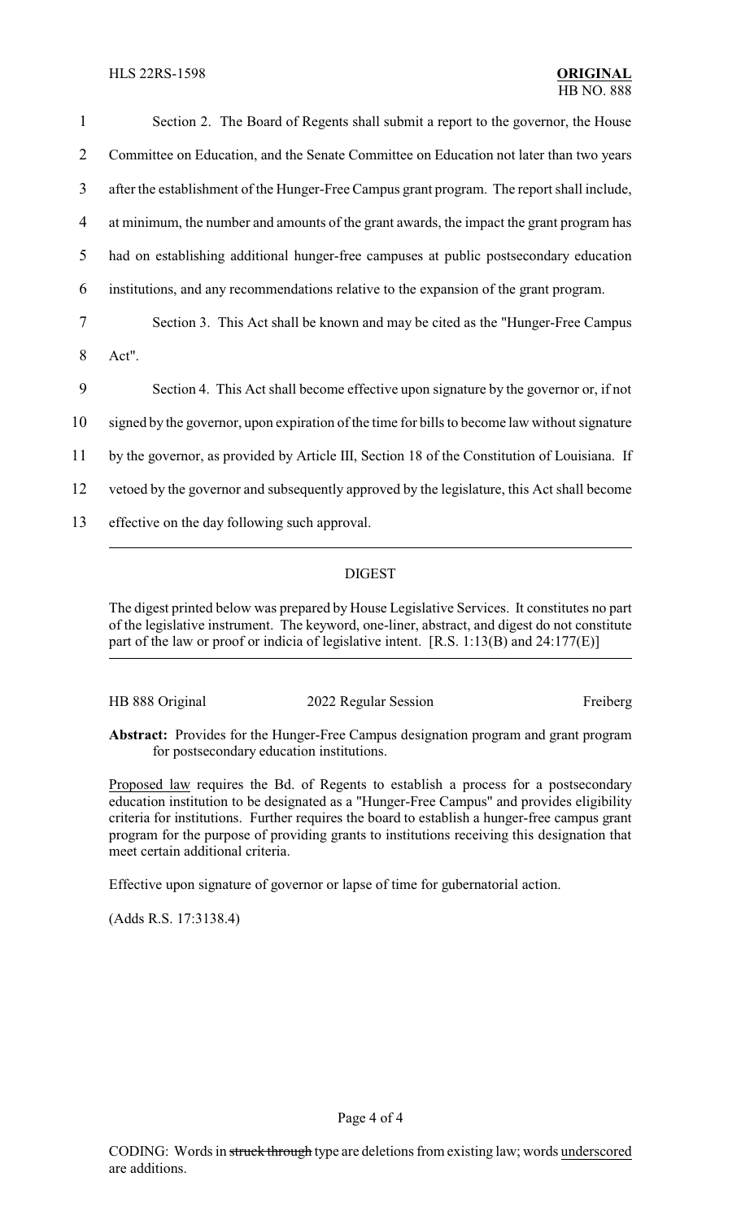Section 2. The Board of Regents shall submit a report to the governor, the House Committee on Education, and the Senate Committee on Education not later than two years after the establishment of the Hunger-Free Campus grant program. The report shall include, at minimum, the number and amounts of the grant awards, the impact the grant program has had on establishing additional hunger-free campuses at public postsecondary education institutions, and any recommendations relative to the expansion of the grant program.

Section 3. This Act shall be known and may be cited as the "Hunger-Free Campus Act".

Section 4. This Act shall become effective upon signature by the governor or, if not signed by the governor, upon expiration of the time for bills to become law without signature by the governor, as provided by Article III, Section 18 of the Constitution of Louisiana. If vetoed by the governor and subsequently approved by the legislature, this Act shall become effective on the day following such approval.

## DIGEST

The digest printed below was prepared by House Legislative Services. It constitutes no part of the legislative instrument. The keyword, one-liner, abstract, and digest do not constitute part of the law or proof or indicia of legislative intent. [R.S. 1:13(B) and 24:177(E)]

HB 888 Original 2022 Regular Session Freiberg

**Abstract:** Provides for the Hunger-Free Campus designation program and grant program for postsecondary education institutions.

Proposed law requires the Bd. of Regents to establish a process for a postsecondary education institution to be designated as a "Hunger-Free Campus" and provides eligibility criteria for institutions. Further requires the board to establish a hunger-free campus grant program for the purpose of providing grants to institutions receiving this designation that meet certain additional criteria.

Effective upon signature of governor or lapse of time for gubernatorial action.

(Adds R.S. 17:3138.4)